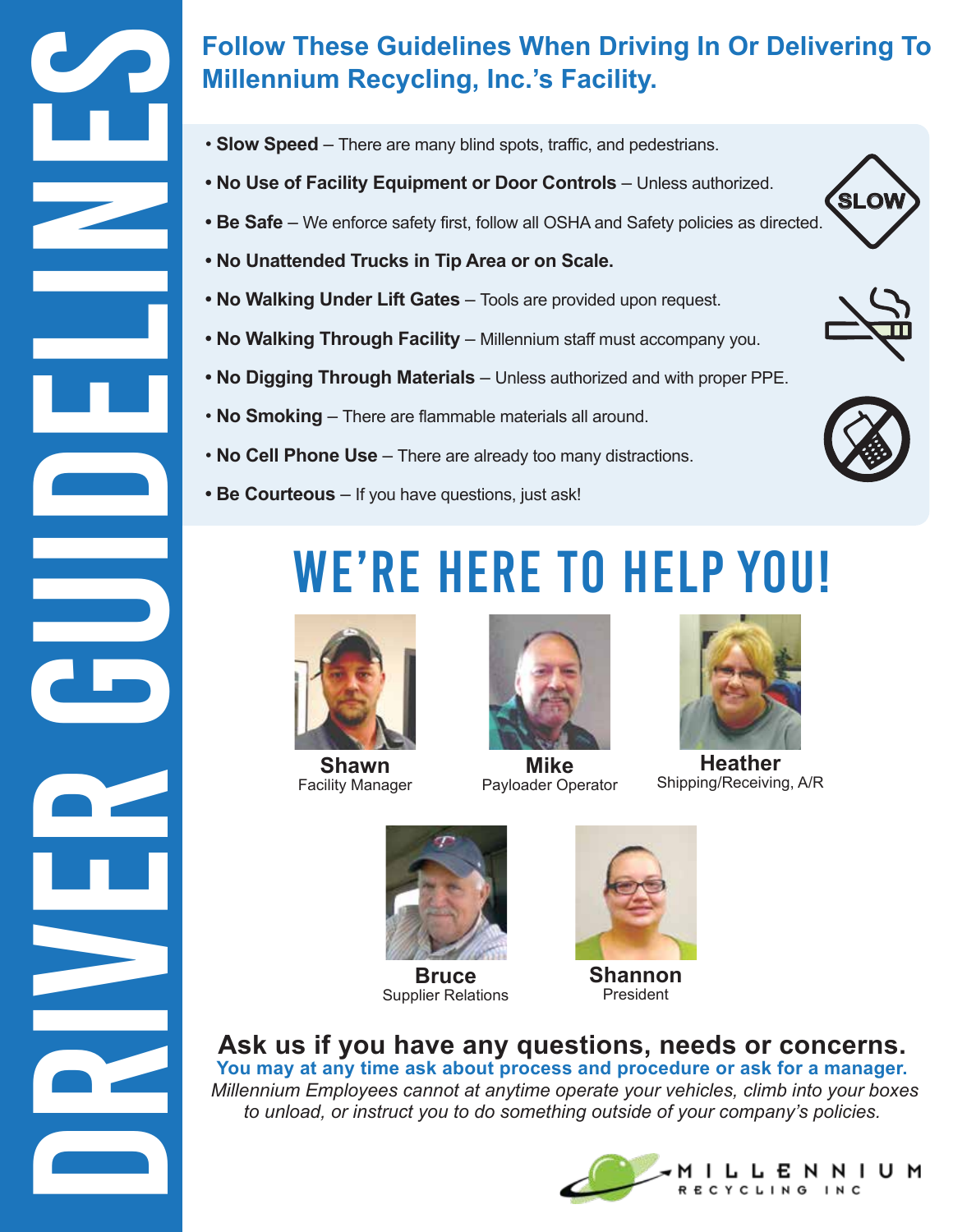# DRIVER GUIDELINES

## Follow These Guidelines When Driving In Or Delivering To Millennium Recycling, Inc.'s Facility.

- **Slow Speed** – There are many blind spots, traffic, and pedestrians.
- **No Use of Facility Equipment or Door Controls** – Unless authorized.
- **Be Safe** – We enforce safety first, follow all OSHA and Safety policies as directed.
- **No Unattended Trucks in Tip Area or on Scale.**
- **No Walking Under Lift Gates** – Tools are provided upon request.
- **No Walking Through Facility** – Millennium staff must accompany you.
- **No Digging Through Materials** – Unless authorized and with proper PPE.
- **No Smoking** – There are flammable materials all around.
- **No Cell Phone Use** – There are already too many distractions.
- **Be Courteous** – If you have questions, just ask!

SLOW

# WE'RE HERE TO HELP YOU!

**Shawn**
Facility Manager

**Mike**
Payloader Operator

**Heather**
Shipping/Receiving, A/R

**Bruce**
Supplier Relations

**Shannon**
President

## Ask us if you have any questions, needs or concerns.

**You may at any time ask about process and procedure or ask for a manager.**

*Millennium Employees cannot at anytime operate your vehicles, climb into your boxes to unload, or instruct you to do something outside of your company's policies.*

MILLENNIUM RECYCLING INC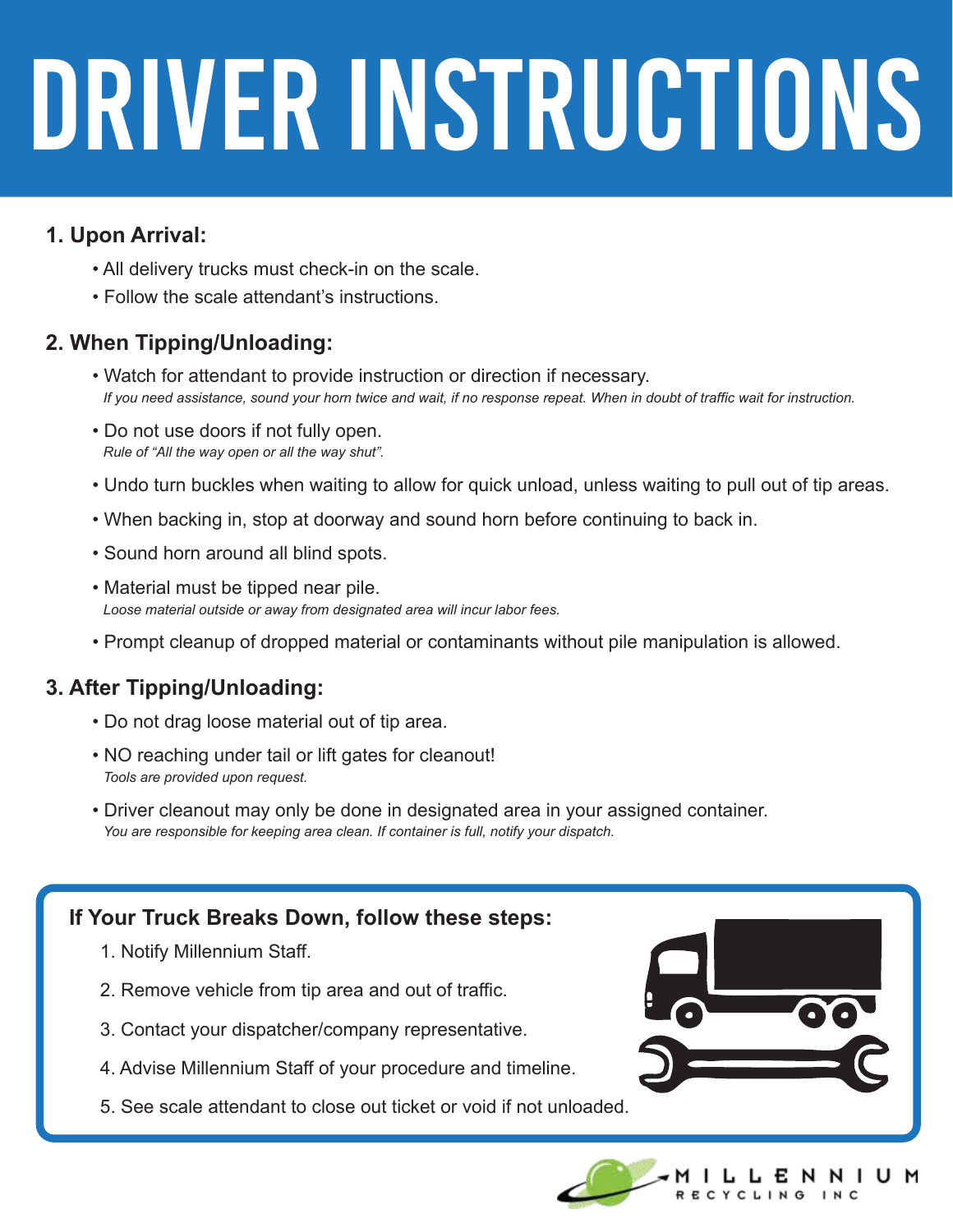# DRIVER INSTRUCTIONS

## 1. Upon Arrival:

- All delivery trucks must check-in on the scale.
- Follow the scale attendant's instructions.

## 2. When Tipping/Unloading:

- Watch for attendant to provide instruction or direction if necessary.
  *If you need assistance, sound your horn twice and wait, if no response repeat. When in doubt of traffic wait for instruction.*
- Do not use doors if not fully open.
  *Rule of "All the way open or all the way shut".*
- Undo turn buckles when waiting to allow for quick unload, unless waiting to pull out of tip areas.
- When backing in, stop at doorway and sound horn before continuing to back in.
- Sound horn around all blind spots.
- Material must be tipped near pile.
  *Loose material outside or away from designated area will incur labor fees.*
- Prompt cleanup of dropped material or contaminants without pile manipulation is allowed.

## 3. After Tipping/Unloading:

- Do not drag loose material out of tip area.
- NO reaching under tail or lift gates for cleanout!
  *Tools are provided upon request.*
- Driver cleanout may only be done in designated area in your assigned container.
  *You are responsible for keeping area clean. If container is full, notify your dispatch.*

### If Your Truck Breaks Down, follow these steps:

1. Notify Millennium Staff.
2. Remove vehicle from tip area and out of traffic.
3. Contact your dispatcher/company representative.
4. Advise Millennium Staff of your procedure and timeline.
5. See scale attendant to close out ticket or void if not unloaded.

MILLENNIUM RECYCLING INC